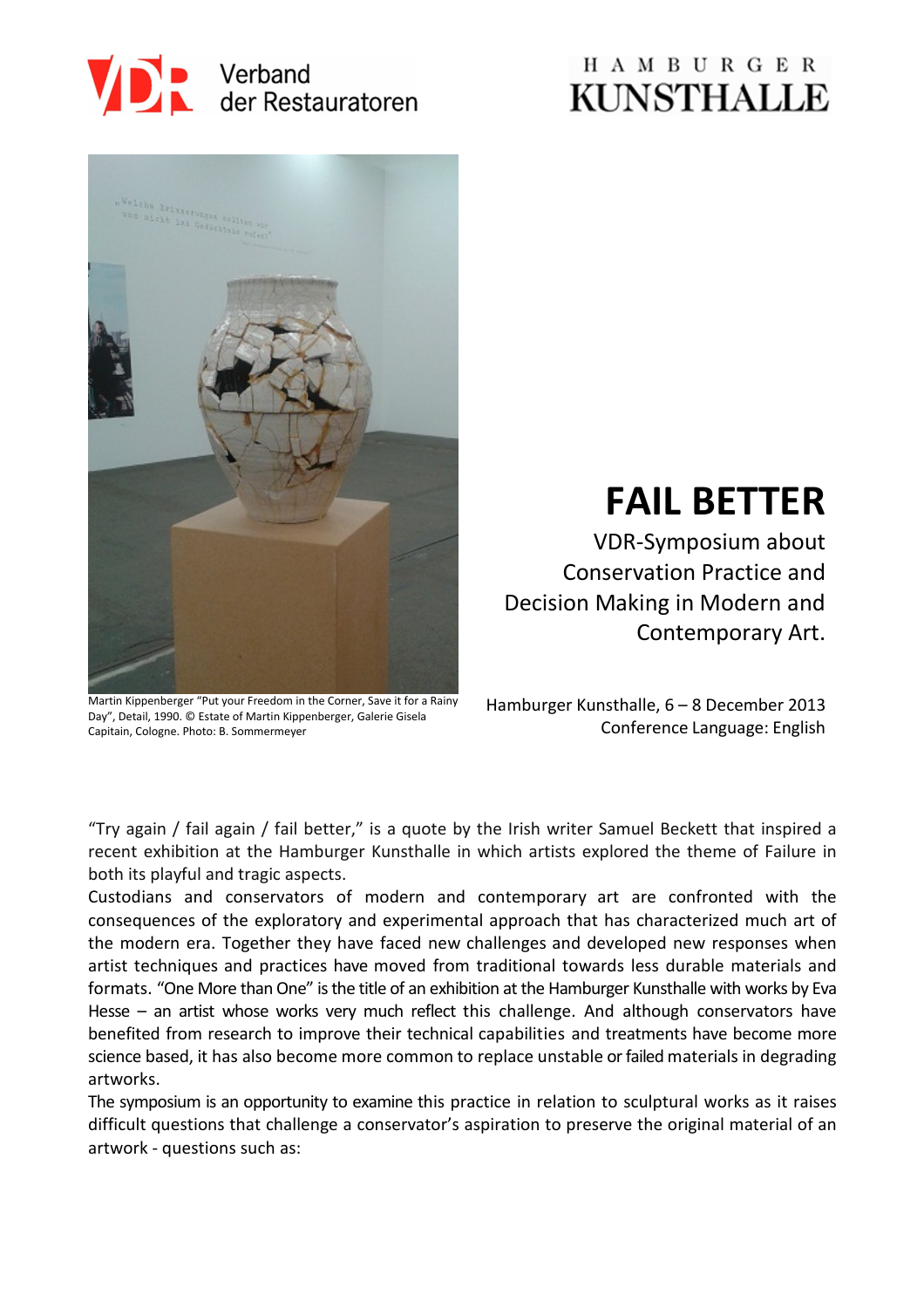Verband der Restauratoren

HAMBURGER KUNSTHALLE

Martin Kippenberger "Put your Freedom in the Corner, Save it for a Rainy Day", Detail, 1990. © Estate of Martin Kippenberger, Galerie Gisela Capitain, Cologne. Photo: B. Sommermeyer

# FAIL BETTER

VDR-Symposium about Conservation Practice and Decision Making in Modern and Contemporary Art.

Hamburger Kunsthalle, 6 – 8 December 2013
Conference Language: English

"Try again / fail again / fail better," is a quote by the Irish writer Samuel Beckett that inspired a recent exhibition at the Hamburger Kunsthalle in which artists explored the theme of Failure in both its playful and tragic aspects.
Custodians and conservators of modern and contemporary art are confronted with the consequences of the exploratory and experimental approach that has characterized much art of the modern era. Together they have faced new challenges and developed new responses when artist techniques and practices have moved from traditional towards less durable materials and formats. "One More than One" is the title of an exhibition at the Hamburger Kunsthalle with works by Eva Hesse – an artist whose works very much reflect this challenge. And although conservators have benefited from research to improve their technical capabilities and treatments have become more science based, it has also become more common to replace unstable or failed materials in degrading artworks.
The symposium is an opportunity to examine this practice in relation to sculptural works as it raises difficult questions that challenge a conservator's aspiration to preserve the original material of an artwork - questions such as: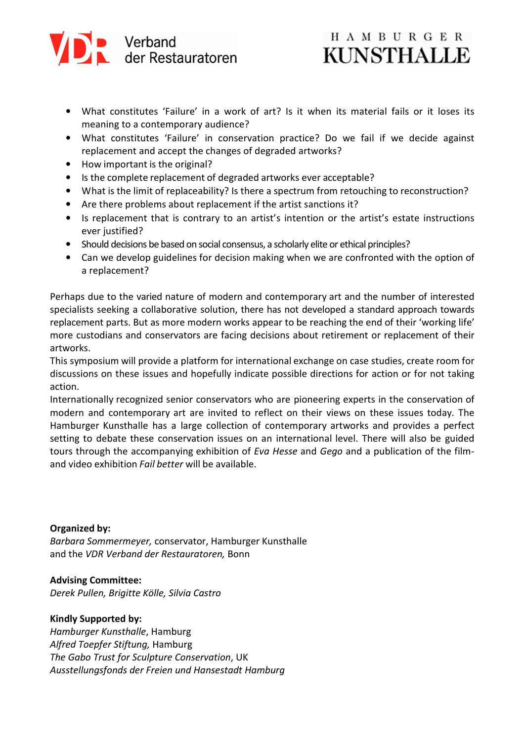- What constitutes 'Failure' in a work of art? Is it when its material fails or it loses its meaning to a contemporary audience?
- What constitutes 'Failure' in conservation practice? Do we fail if we decide against replacement and accept the changes of degraded artworks?
- How important is the original?
- Is the complete replacement of degraded artworks ever acceptable?
- What is the limit of replaceability? Is there a spectrum from retouching to reconstruction?
- Are there problems about replacement if the artist sanctions it?
- Is replacement that is contrary to an artist's intention or the artist's estate instructions ever justified?
- Should decisions be based on social consensus, a scholarly elite or ethical principles?
- Can we develop guidelines for decision making when we are confronted with the option of a replacement?

Perhaps due to the varied nature of modern and contemporary art and the number of interested specialists seeking a collaborative solution, there has not developed a standard approach towards replacement parts. But as more modern works appear to be reaching the end of their 'working life' more custodians and conservators are facing decisions about retirement or replacement of their artworks.
This symposium will provide a platform for international exchange on case studies, create room for discussions on these issues and hopefully indicate possible directions for action or for not taking action.
Internationally recognized senior conservators who are pioneering experts in the conservation of modern and contemporary art are invited to reflect on their views on these issues today. The Hamburger Kunsthalle has a large collection of contemporary artworks and provides a perfect setting to debate these conservation issues on an international level. There will also be guided tours through the accompanying exhibition of *Eva Hesse* and *Gego* and a publication of the film- and video exhibition *Fail better* will be available.

**Organized by:**
*Barbara Sommermeyer,* conservator, Hamburger Kunsthalle
and the *VDR Verband der Restauratoren,* Bonn

**Advising Committee:**
*Derek Pullen, Brigitte Kölle, Silvia Castro*

**Kindly Supported by:**
*Hamburger Kunsthalle*, Hamburg
*Alfred Toepfer Stiftung,* Hamburg
*The Gabo Trust for Sculpture Conservation*, UK
*Ausstellungsfonds der Freien und Hansestadt Hamburg*